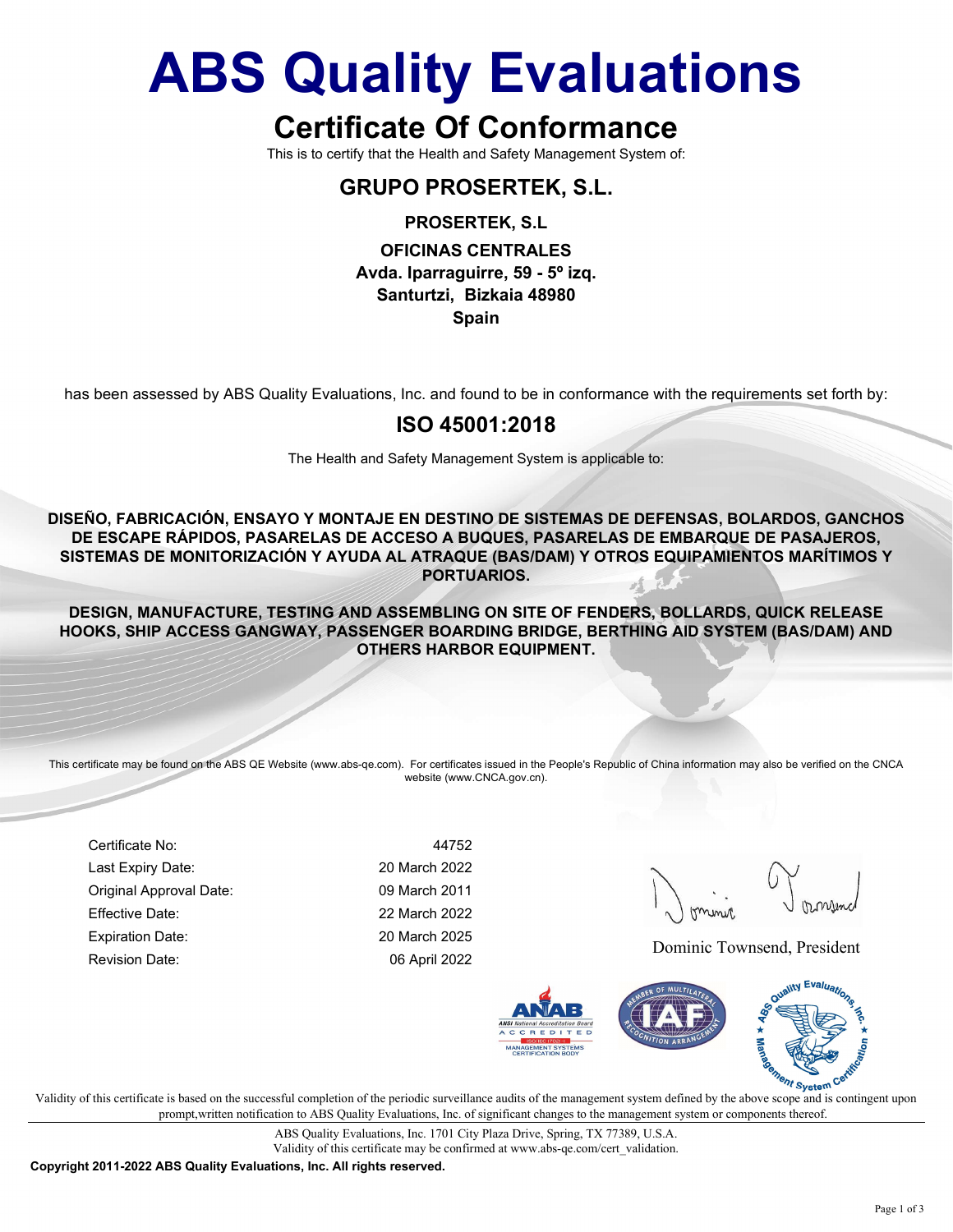# ABS Quality Evaluations

## Certificate Of Conformance

This is to certify that the Health and Safety Management System of:

### GRUPO PROSERTEK, S.L.

**PROSERTEK, S.L**

**OFICINAS CENTRALES**
**Avda. Iparraguirre, 59 - 5º izq.**
**Santurtzi, Bizkaia 48980**
**Spain**

has been assessed by ABS Quality Evaluations, Inc. and found to be in conformance with the requirements set forth by:

### ISO 45001:2018

The Health and Safety Management System is applicable to:

**DISEÑO, FABRICACIÓN, ENSAYO Y MONTAJE EN DESTINO DE SISTEMAS DE DEFENSAS, BOLARDOS, GANCHOS DE ESCAPE RÁPIDOS, PASARELAS DE ACCESO A BUQUES, PASARELAS DE EMBARQUE DE PASAJEROS, SISTEMAS DE MONITORIZACIÓN Y AYUDA AL ATRAQUE (BAS/DAM) Y OTROS EQUIPAMIENTOS MARÍTIMOS Y PORTUARIOS.**

**DESIGN, MANUFACTURE, TESTING AND ASSEMBLING ON SITE OF FENDERS, BOLLARDS, QUICK RELEASE HOOKS, SHIP ACCESS GANGWAY, PASSENGER BOARDING BRIDGE, BERTHING AID SYSTEM (BAS/DAM) AND OTHERS HARBOR EQUIPMENT.**

This certificate may be found on the ABS QE Website (www.abs-qe.com). For certificates issued in the People's Republic of China information may also be verified on the CNCA website (www.CNCA.gov.cn).

| | |
|---|---|
| Certificate No: | 44752 |
| Last Expiry Date: | 20 March 2022 |
| Original Approval Date: | 09 March 2011 |
| Effective Date: | 22 March 2022 |
| Expiration Date: | 20 March 2025 |
| Revision Date: | 06 April 2022 |

Dominic Townsend, President

Validity of this certificate is based on the successful completion of the periodic surveillance audits of the management system defined by the above scope and is contingent upon prompt,written notification to ABS Quality Evaluations, Inc. of significant changes to the management system or components thereof.

ABS Quality Evaluations, Inc. 1701 City Plaza Drive, Spring, TX 77389, U.S.A.
Validity of this certificate may be confirmed at www.abs-qe.com/cert_validation.

**Copyright 2011-2022 ABS Quality Evaluations, Inc. All rights reserved.**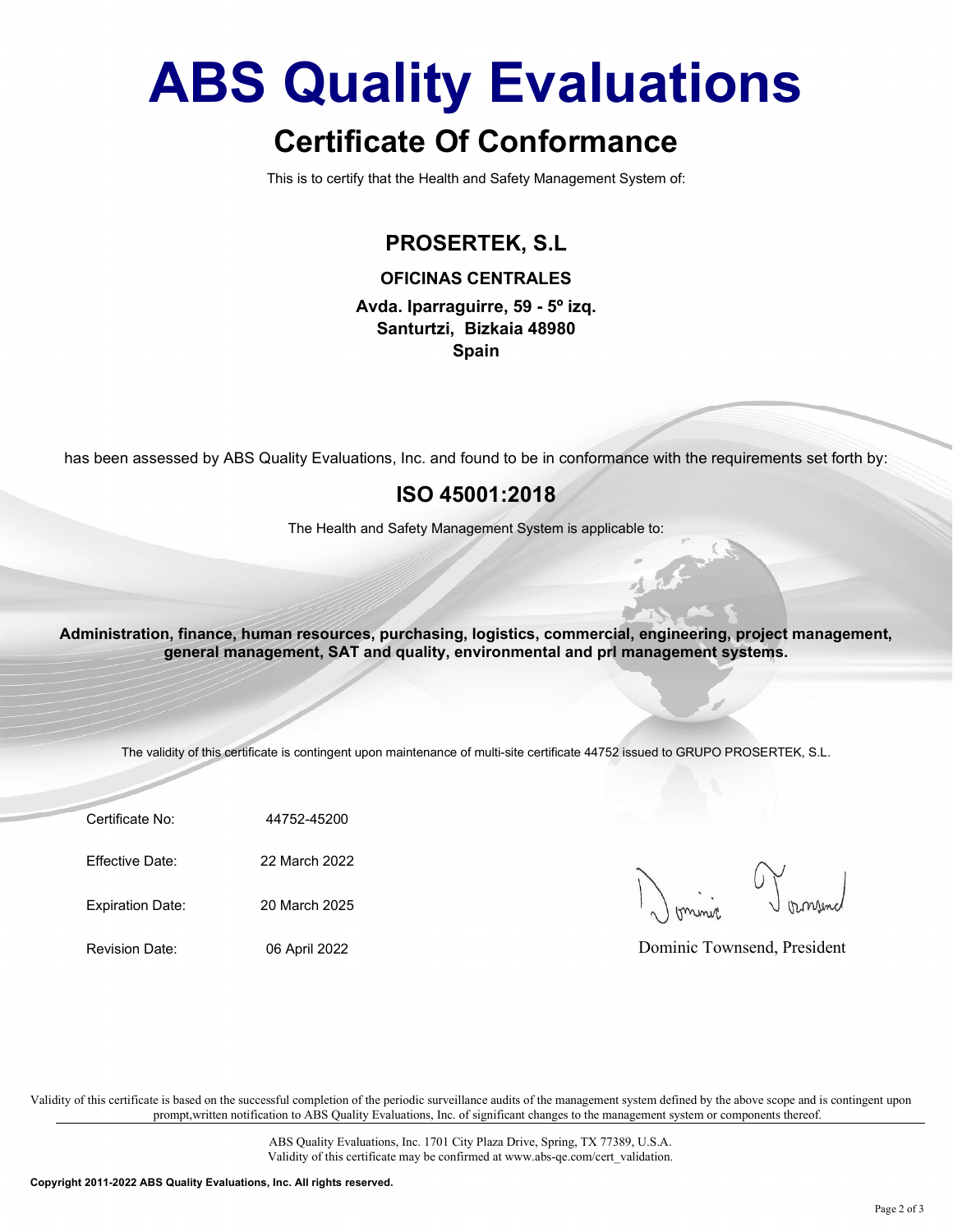# ABS Quality Evaluations

## Certificate Of Conformance

This is to certify that the Health and Safety Management System of:

**PROSERTEK, S.L**

**OFICINAS CENTRALES**

**Avda. Iparraguirre, 59 - 5º izq.**
**Santurtzi, Bizkaia 48980**
**Spain**

has been assessed by ABS Quality Evaluations, Inc. and found to be in conformance with the requirements set forth by:

## ISO 45001:2018

The Health and Safety Management System is applicable to:

**Administration, finance, human resources, purchasing, logistics, commercial, engineering, project management, general management, SAT and quality, environmental and prl management systems.**

The validity of this certificate is contingent upon maintenance of multi-site certificate 44752 issued to GRUPO PROSERTEK, S.L.

| | |
|---|---|
| Certificate No: | 44752-45200 |
| Effective Date: | 22 March 2022 |
| Expiration Date: | 20 March 2025 |
| Revision Date: | 06 April 2022 |

Dominic Townsend, President

Validity of this certificate is based on the successful completion of the periodic surveillance audits of the management system defined by the above scope and is contingent upon prompt,written notification to ABS Quality Evaluations, Inc. of significant changes to the management system or components thereof.

ABS Quality Evaluations, Inc. 1701 City Plaza Drive, Spring, TX 77389, U.S.A.
Validity of this certificate may be confirmed at www.abs-qe.com/cert_validation.

**Copyright 2011-2022 ABS Quality Evaluations, Inc. All rights reserved.**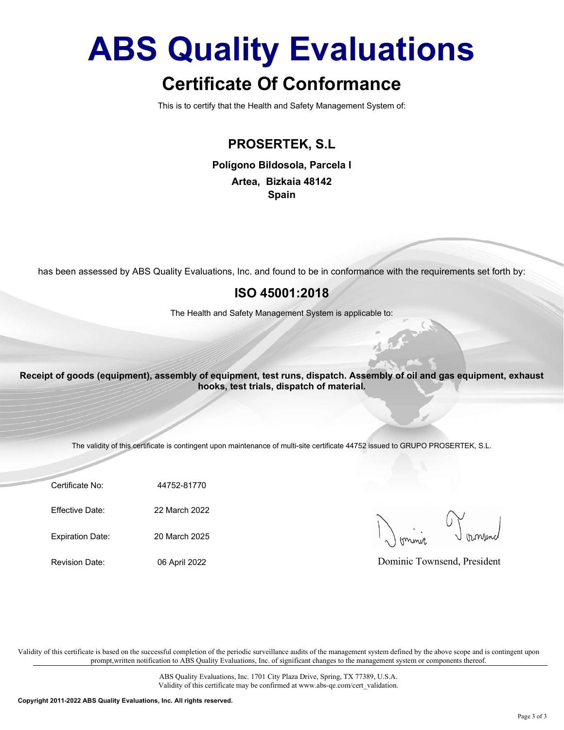# ABS Quality Evaluations

## Certificate Of Conformance

This is to certify that the Health and Safety Management System of:

**PROSERTEK, S.L**

**Polígono Bildosola, Parcela I**

**Artea, Bizkaia 48142**

**Spain**

has been assessed by ABS Quality Evaluations, Inc. and found to be in conformance with the requirements set forth by:

## ISO 45001:2018

The Health and Safety Management System is applicable to:

**Receipt of goods (equipment), assembly of equipment, test runs, dispatch. Assembly of oil and gas equipment, exhaust hooks, test trials, dispatch of material.**

The validity of this certificate is contingent upon maintenance of multi-site certificate 44752 issued to GRUPO PROSERTEK, S.L.

| | |
|---|---|
| Certificate No: | 44752-81770 |
| Effective Date: | 22 March 2022 |
| Expiration Date: | 20 March 2025 |
| Revision Date: | 06 April 2022 |

Dominic Townsend, President

Validity of this certificate is based on the successful completion of the periodic surveillance audits of the management system defined by the above scope and is contingent upon prompt,written notification to ABS Quality Evaluations, Inc. of significant changes to the management system or components thereof.

ABS Quality Evaluations, Inc. 1701 City Plaza Drive, Spring, TX 77389, U.S.A.
Validity of this certificate may be confirmed at www.abs-qe.com/cert_validation.

**Copyright 2011-2022 ABS Quality Evaluations, Inc. All rights reserved.**